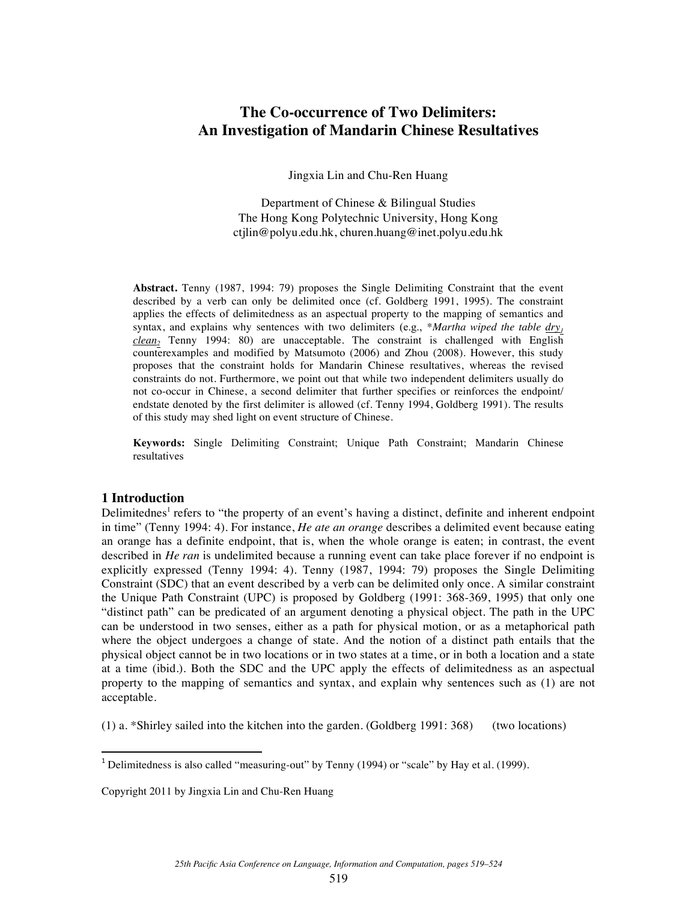# The Co-occurrence of Two Delimiters: An Investigation of Mandarin Chinese Resultatives

Jingxia Lin and Chu-Ren Huang

Department of Chinese & Bilingual Studies
The Hong Kong Polytechnic University, Hong Kong
ctjlin@polyu.edu.hk, churen.huang@inet.polyu.edu.hk

**Abstract.** Tenny (1987, 1994: 79) proposes the Single Delimiting Constraint that the event described by a verb can only be delimited once (cf. Goldberg 1991, 1995). The constraint applies the effects of delimitedness as an aspectual property to the mapping of semantics and syntax, and explains why sentences with two delimiters (e.g., \**Martha wiped the table* $\underline{\textit{dry}_1}$ $\underline{\textit{clean}_2}$ Tenny 1994: 80) are unacceptable. The constraint is challenged with English counterexamples and modified by Matsumoto (2006) and Zhou (2008). However, this study proposes that the constraint holds for Mandarin Chinese resultatives, whereas the revised constraints do not. Furthermore, we point out that while two independent delimiters usually do not co-occur in Chinese, a second delimiter that further specifies or reinforces the endpoint/ endstate denoted by the first delimiter is allowed (cf. Tenny 1994, Goldberg 1991). The results of this study may shed light on event structure of Chinese.

**Keywords:** Single Delimiting Constraint; Unique Path Constraint; Mandarin Chinese resultatives

## 1 Introduction

Delimitednes[1] refers to "the property of an event's having a distinct, definite and inherent endpoint in time" (Tenny 1994: 4). For instance, *He ate an orange* describes a delimited event because eating an orange has a definite endpoint, that is, when the whole orange is eaten; in contrast, the event described in *He ran* is undelimited because a running event can take place forever if no endpoint is explicitly expressed (Tenny 1994: 4). Tenny (1987, 1994: 79) proposes the Single Delimiting Constraint (SDC) that an event described by a verb can be delimited only once. A similar constraint the Unique Path Constraint (UPC) is proposed by Goldberg (1991: 368-369, 1995) that only one "distinct path" can be predicated of an argument denoting a physical object. The path in the UPC can be understood in two senses, either as a path for physical motion, or as a metaphorical path where the object undergoes a change of state. And the notion of a distinct path entails that the physical object cannot be in two locations or in two states at a time, or in both a location and a state at a time (ibid.). Both the SDC and the UPC apply the effects of delimitedness as an aspectual property to the mapping of semantics and syntax, and explain why sentences such as (1) are not acceptable.

(1) a. \*Shirley sailed into the kitchen into the garden. (Goldberg 1991: 368) (two locations)

[1] Delimitedness is also called "measuring-out" by Tenny (1994) or "scale" by Hay et al. (1999).

Copyright 2011 by Jingxia Lin and Chu-Ren Huang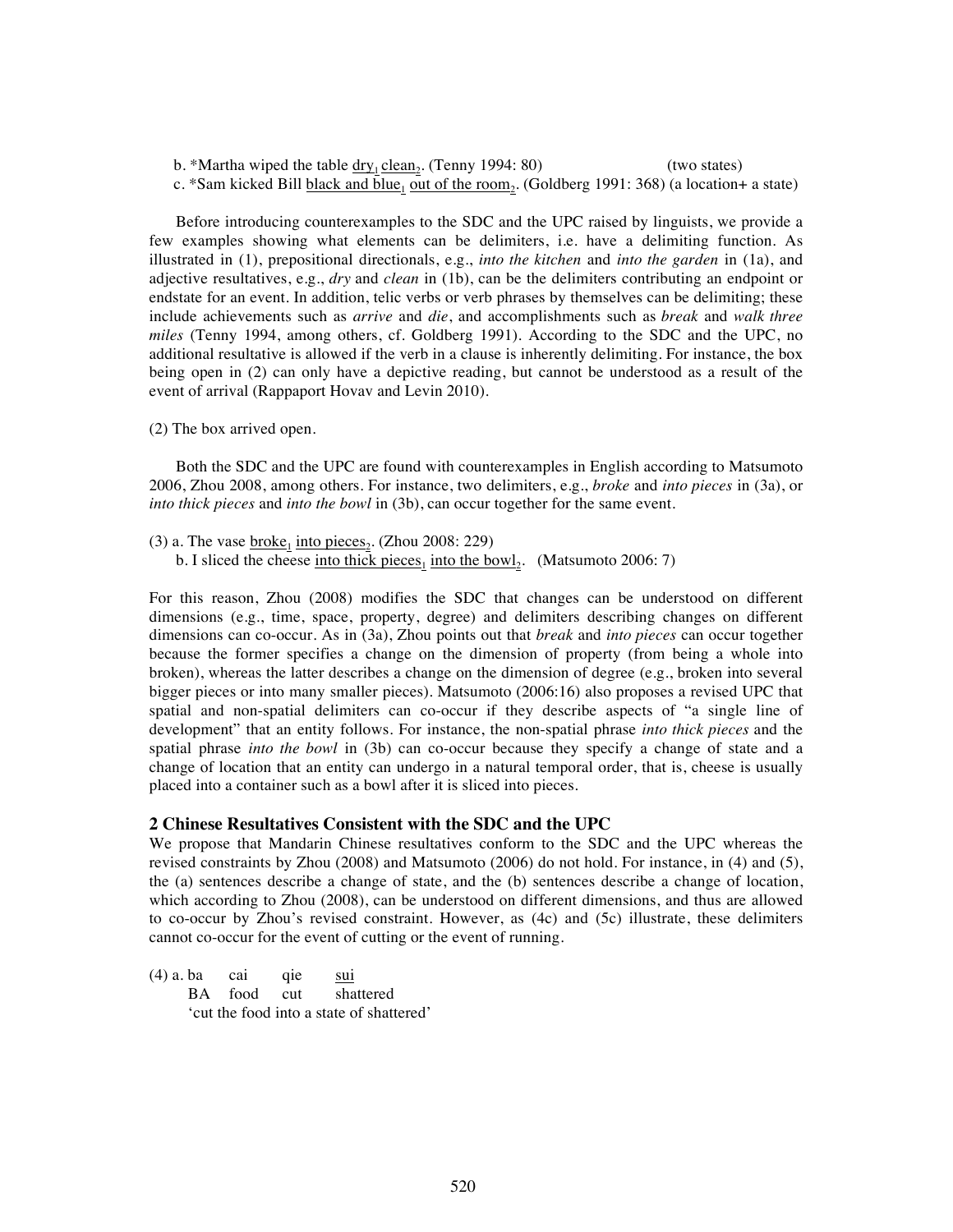b. *Martha wiped the table <u>dry</u>$_1$ <u>clean</u>$_2$. (Tenny 1994: 80) (two states)
c. *Sam kicked Bill <u>black and blue</u>$_1$ <u>out of the room</u>$_2$. (Goldberg 1991: 368) (a location+ a state)

Before introducing counterexamples to the SDC and the UPC raised by linguists, we provide a few examples showing what elements can be delimiters, i.e. have a delimiting function. As illustrated in (1), prepositional directionals, e.g., *into the kitchen* and *into the garden* in (1a), and adjective resultatives, e.g., *dry* and *clean* in (1b), can be the delimiters contributing an endpoint or endstate for an event. In addition, telic verbs or verb phrases by themselves can be delimiting; these include achievements such as *arrive* and *die*, and accomplishments such as *break* and *walk three miles* (Tenny 1994, among others, cf. Goldberg 1991). According to the SDC and the UPC, no additional resultative is allowed if the verb in a clause is inherently delimiting. For instance, the box being open in (2) can only have a depictive reading, but cannot be understood as a result of the event of arrival (Rappaport Hovav and Levin 2010).

(2) The box arrived open.

Both the SDC and the UPC are found with counterexamples in English according to Matsumoto 2006, Zhou 2008, among others. For instance, two delimiters, e.g., *broke* and *into pieces* in (3a), or *into thick pieces* and *into the bowl* in (3b), can occur together for the same event.

(3) a. The vase <u>broke</u>$_1$ <u>into pieces</u>$_2$. (Zhou 2008: 229)
b. I sliced the cheese <u>into thick pieces</u>$_1$ <u>into the bowl</u>$_2$. (Matsumoto 2006: 7)

For this reason, Zhou (2008) modifies the SDC that changes can be understood on different dimensions (e.g., time, space, property, degree) and delimiters describing changes on different dimensions can co-occur. As in (3a), Zhou points out that *break* and *into pieces* can occur together because the former specifies a change on the dimension of property (from being a whole into broken), whereas the latter describes a change on the dimension of degree (e.g., broken into several bigger pieces or into many smaller pieces). Matsumoto (2006:16) also proposes a revised UPC that spatial and non-spatial delimiters can co-occur if they describe aspects of "a single line of development" that an entity follows. For instance, the non-spatial phrase *into thick pieces* and the spatial phrase *into the bowl* in (3b) can co-occur because they specify a change of state and a change of location that an entity can undergo in a natural temporal order, that is, cheese is usually placed into a container such as a bowl after it is sliced into pieces.

## 2 Chinese Resultatives Consistent with the SDC and the UPC

We propose that Mandarin Chinese resultatives conform to the SDC and the UPC whereas the revised constraints by Zhou (2008) and Matsumoto (2006) do not hold. For instance, in (4) and (5), the (a) sentences describe a change of state, and the (b) sentences describe a change of location, which according to Zhou (2008), can be understood on different dimensions, and thus are allowed to co-occur by Zhou's revised constraint. However, as (4c) and (5c) illustrate, these delimiters cannot co-occur for the event of cutting or the event of running.

(4) a. ba cai qie <u>sui</u>
BA food cut shattered
'cut the food into a state of shattered'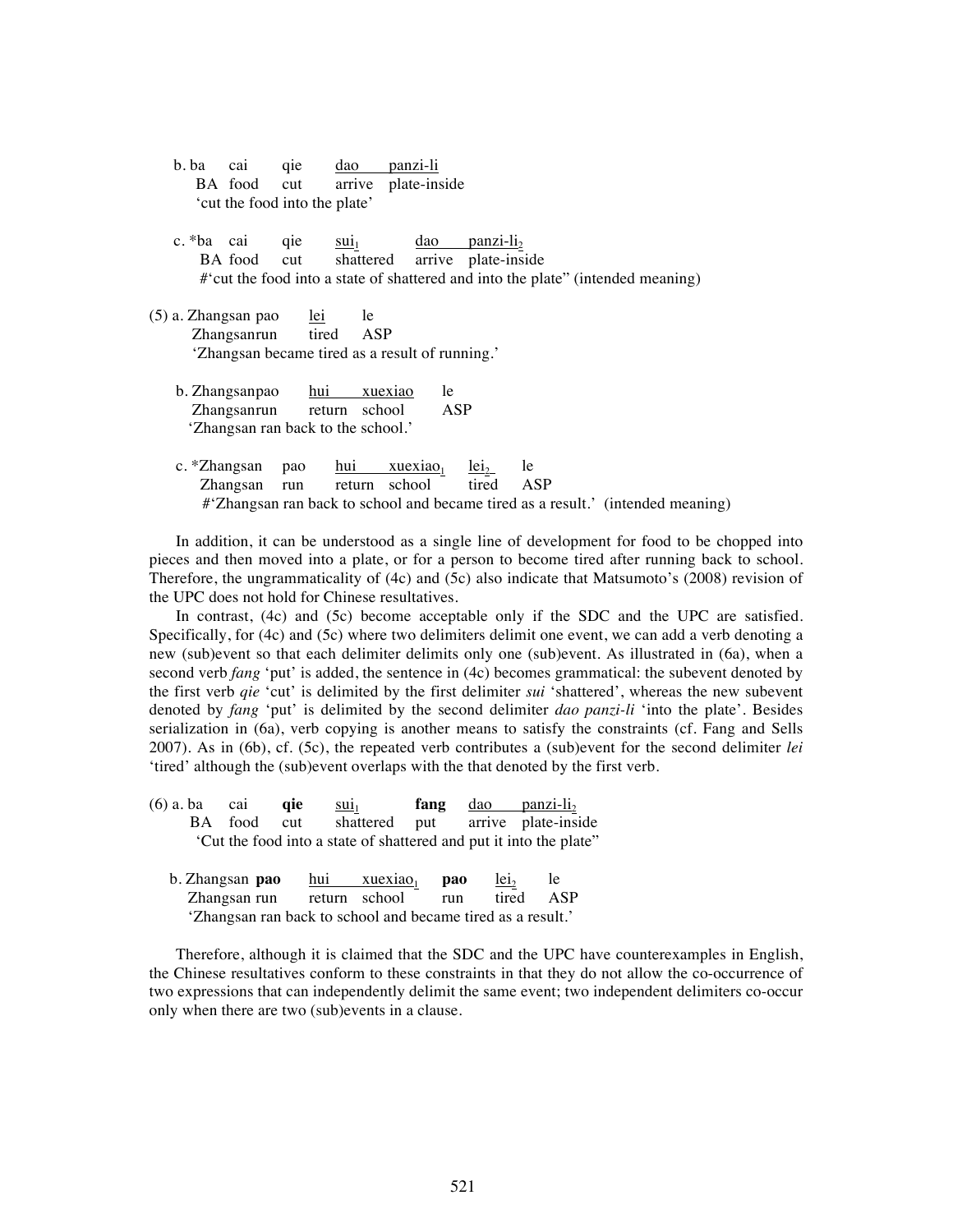b. ba cai qie dao panzi-li
   BA food cut arrive plate-inside
   'cut the food into the plate'

c. *ba cai qie sui$_1$ dao panzi-li$_2$
   BA food cut shattered arrive plate-inside
   #'cut the food into a state of shattered and into the plate" (intended meaning)

(5) a. Zhangsan pao lei le
   Zhangsanrun tired ASP
   'Zhangsan became tired as a result of running.'

b. Zhangsanpao hui xuexiao le
   Zhangsanrun return school ASP
   'Zhangsan ran back to the school.'

c. *Zhangsan pao hui xuexiao$_1$ lei$_2$ le
   Zhangsan run return school tired ASP
   #'Zhangsan ran back to school and became tired as a result.' (intended meaning)

In addition, it can be understood as a single line of development for food to be chopped into pieces and then moved into a plate, or for a person to become tired after running back to school. Therefore, the ungrammaticality of (4c) and (5c) also indicate that Matsumoto's (2008) revision of the UPC does not hold for Chinese resultatives.

In contrast, (4c) and (5c) become acceptable only if the SDC and the UPC are satisfied. Specifically, for (4c) and (5c) where two delimiters delimit one event, we can add a verb denoting a new (sub)event so that each delimiter delimits only one (sub)event. As illustrated in (6a), when a second verb *fang* 'put' is added, the sentence in (4c) becomes grammatical: the subevent denoted by the first verb *qie* 'cut' is delimited by the first delimiter *sui* 'shattered', whereas the new subevent denoted by *fang* 'put' is delimited by the second delimiter *dao panzi-li* 'into the plate'. Besides serialization in (6a), verb copying is another means to satisfy the constraints (cf. Fang and Sells 2007). As in (6b), cf. (5c), the repeated verb contributes a (sub)event for the second delimiter *lei* 'tired' although the (sub)event overlaps with the that denoted by the first verb.

(6) a. ba cai **qie** sui$_1$ **fang** dao panzi-li$_2$
   BA food cut shattered put arrive plate-inside
   'Cut the food into a state of shattered and put it into the plate"

b. Zhangsan **pao** hui xuexiao$_1$ **pao** lei$_2$ le
   Zhangsan run return school run tired ASP
   'Zhangsan ran back to school and became tired as a result.'

Therefore, although it is claimed that the SDC and the UPC have counterexamples in English, the Chinese resultatives conform to these constraints in that they do not allow the co-occurrence of two expressions that can independently delimit the same event; two independent delimiters co-occur only when there are two (sub)events in a clause.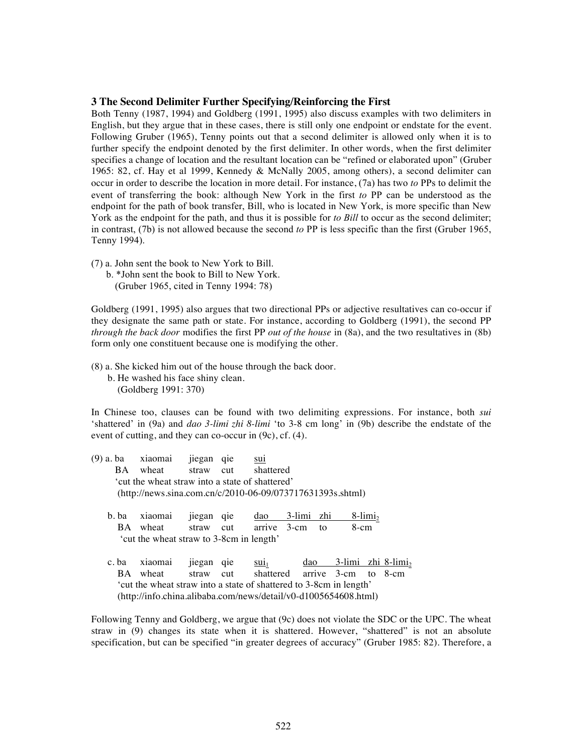### 3 The Second Delimiter Further Specifying/Reinforcing the First

Both Tenny (1987, 1994) and Goldberg (1991, 1995) also discuss examples with two delimiters in English, but they argue that in these cases, there is still only one endpoint or endstate for the event. Following Gruber (1965), Tenny points out that a second delimiter is allowed only when it is to further specify the endpoint denoted by the first delimiter. In other words, when the first delimiter specifies a change of location and the resultant location can be "refined or elaborated upon" (Gruber 1965: 82, cf. Hay et al 1999, Kennedy & McNally 2005, among others), a second delimiter can occur in order to describe the location in more detail. For instance, (7a) has two *to* PPs to delimit the event of transferring the book: although New York in the first *to* PP can be understood as the endpoint for the path of book transfer, Bill, who is located in New York, is more specific than New York as the endpoint for the path, and thus it is possible for *to Bill* to occur as the second delimiter; in contrast, (7b) is not allowed because the second *to* PP is less specific than the first (Gruber 1965, Tenny 1994).

(7) a. John sent the book to New York to Bill.
    b. *John sent the book to Bill to New York.
    (Gruber 1965, cited in Tenny 1994: 78)

Goldberg (1991, 1995) also argues that two directional PPs or adjective resultatives can co-occur if they designate the same path or state. For instance, according to Goldberg (1991), the second PP *through the back door* modifies the first PP *out of the house* in (8a), and the two resultatives in (8b) form only one constituent because one is modifying the other.

(8) a. She kicked him out of the house through the back door.
    b. He washed his face shiny clean.
    (Goldberg 1991: 370)

In Chinese too, clauses can be found with two delimiting expressions. For instance, both *sui* 'shattered' in (9a) and *dao 3-limi zhi 8-limi* 'to 3-8 cm long' in (9b) describe the endstate of the event of cutting, and they can co-occur in (9c), cf. (4).

(9) a. ba xiaomai jiegan qie <u>sui</u>
    BA wheat straw cut shattered
    'cut the wheat straw into a state of shattered'
    (http://news.sina.com.cn/c/2010-06-09/073717631393s.shtml)

  b. ba xiaomai jiegan qie <u>dao 3-limi zhi 8-limi</u>$_2$
    BA wheat straw cut arrive 3-cm to 8-cm
    'cut the wheat straw to 3-8cm in length'

  c. ba xiaomai jiegan qie <u>sui</u>$_1$ <u>dao 3-limi zhi 8-limi</u>$_2$
    BA wheat straw cut shattered arrive 3-cm to 8-cm
    'cut the wheat straw into a state of shattered to 3-8cm in length'
    (http://info.china.alibaba.com/news/detail/v0-d1005654608.html)

Following Tenny and Goldberg, we argue that (9c) does not violate the SDC or the UPC. The wheat straw in (9) changes its state when it is shattered. However, "shattered" is not an absolute specification, but can be specified "in greater degrees of accuracy" (Gruber 1985: 82). Therefore, a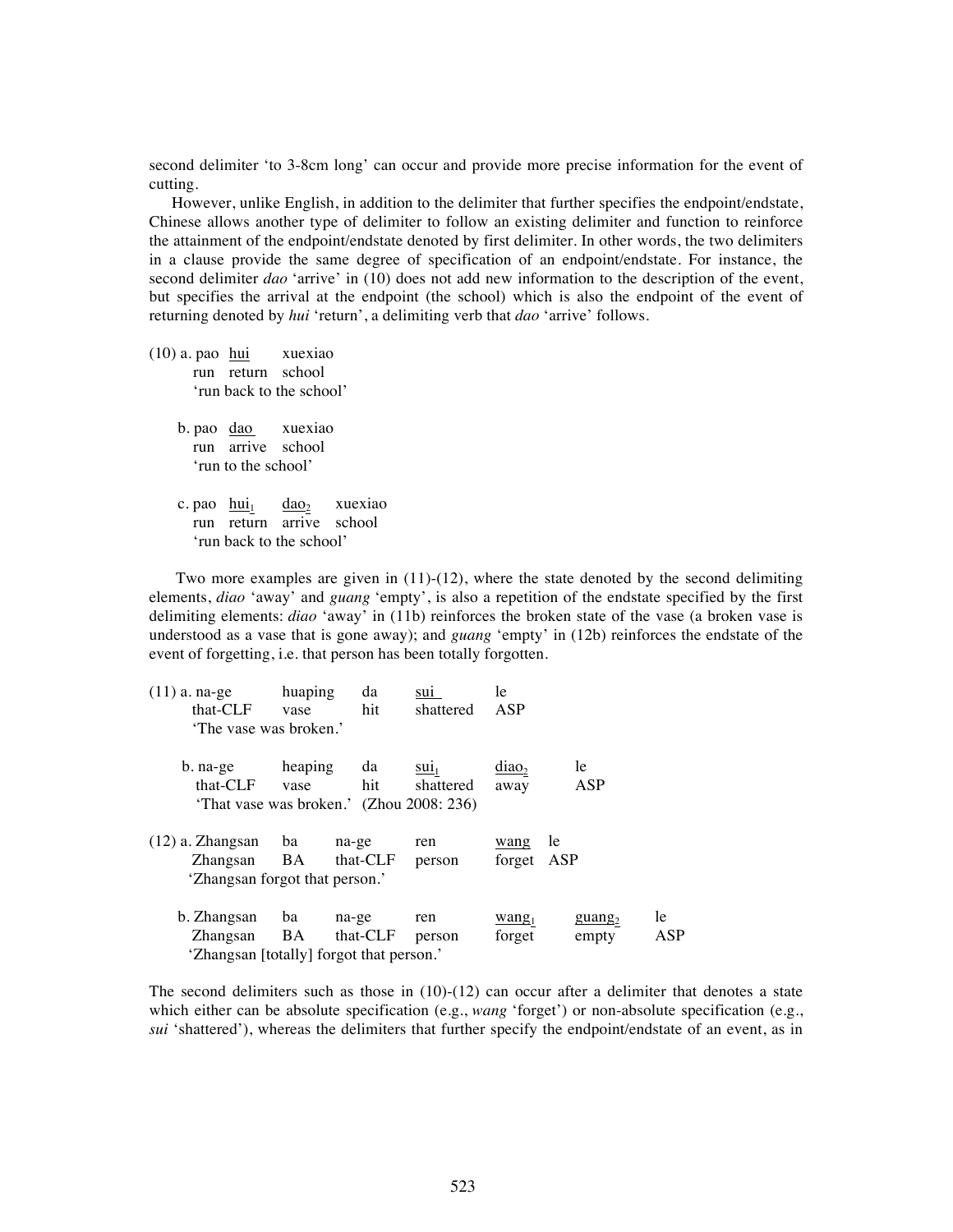second delimiter 'to 3-8cm long' can occur and provide more precise information for the event of cutting.

However, unlike English, in addition to the delimiter that further specifies the endpoint/endstate, Chinese allows another type of delimiter to follow an existing delimiter and function to reinforce the attainment of the endpoint/endstate denoted by first delimiter. In other words, the two delimiters in a clause provide the same degree of specification of an endpoint/endstate. For instance, the second delimiter *dao* 'arrive' in (10) does not add new information to the description of the event, but specifies the arrival at the endpoint (the school) which is also the endpoint of the event of returning denoted by *hui* 'return', a delimiting verb that *dao* 'arrive' follows.

(10) a. pao <u>hui</u> xuexiao
run return school
'run back to the school'

b. pao <u>dao</u> xuexiao
run arrive school
'run to the school'

c. pao <u>hui$_1$</u> <u>dao$_2$</u> xuexiao
run return arrive school
'run back to the school'

Two more examples are given in (11)-(12), where the state denoted by the second delimiting elements, *diao* 'away' and *guang* 'empty', is also a repetition of the endstate specified by the first delimiting elements: *diao* 'away' in (11b) reinforces the broken state of the vase (a broken vase is understood as a vase that is gone away); and *guang* 'empty' in (12b) reinforces the endstate of the event of forgetting, i.e. that person has been totally forgotten.

(11) a. na-ge huaping da <u>sui</u> le
that-CLF vase hit shattered ASP
'The vase was broken.'

b. na-ge heaping da <u>sui$_1$</u> <u>diao$_2$</u> le
that-CLF vase hit shattered away ASP
'That vase was broken.' (Zhou 2008: 236)

(12) a. Zhangsan ba na-ge ren <u>wang</u> le
Zhangsan BA that-CLF person forget ASP
'Zhangsan forgot that person.'

b. Zhangsan ba na-ge ren <u>wang$_1$</u> <u>guang$_2$</u> le
Zhangsan BA that-CLF person forget empty ASP
'Zhangsan [totally] forgot that person.'

The second delimiters such as those in (10)-(12) can occur after a delimiter that denotes a state which either can be absolute specification (e.g., *wang* 'forget') or non-absolute specification (e.g., *sui* 'shattered'), whereas the delimiters that further specify the endpoint/endstate of an event, as in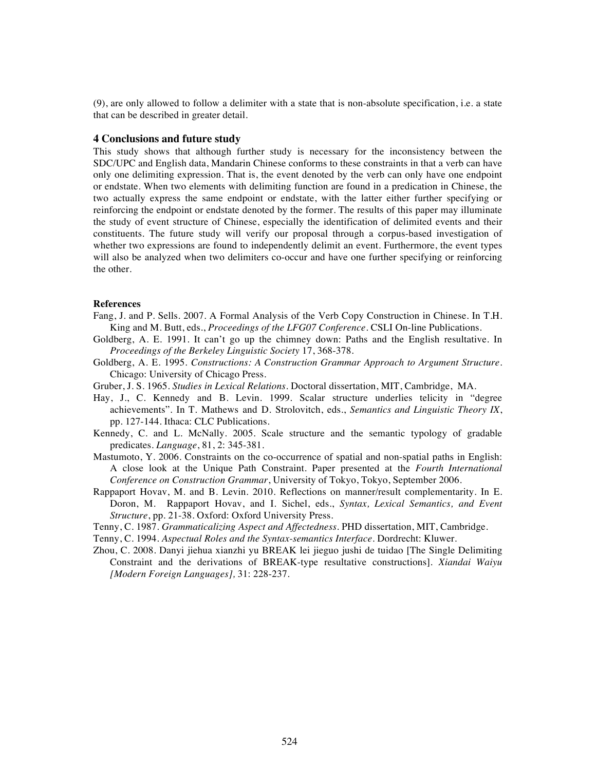(9), are only allowed to follow a delimiter with a state that is non-absolute specification, i.e. a state that can be described in greater detail.

## 4 Conclusions and future study

This study shows that although further study is necessary for the inconsistency between the SDC/UPC and English data, Mandarin Chinese conforms to these constraints in that a verb can have only one delimiting expression. That is, the event denoted by the verb can only have one endpoint or endstate. When two elements with delimiting function are found in a predication in Chinese, the two actually express the same endpoint or endstate, with the latter either further specifying or reinforcing the endpoint or endstate denoted by the former. The results of this paper may illuminate the study of event structure of Chinese, especially the identification of delimited events and their constituents. The future study will verify our proposal through a corpus-based investigation of whether two expressions are found to independently delimit an event. Furthermore, the event types will also be analyzed when two delimiters co-occur and have one further specifying or reinforcing the other.

### References

Fang, J. and P. Sells. 2007. A Formal Analysis of the Verb Copy Construction in Chinese. In T.H. King and M. Butt, eds., *Proceedings of the LFG07 Conference*. CSLI On-line Publications.

Goldberg, A. E. 1991. It can't go up the chimney down: Paths and the English resultative. In *Proceedings of the Berkeley Linguistic Society* 17, 368-378.

Goldberg, A. E. 1995. *Constructions: A Construction Grammar Approach to Argument Structure*. Chicago: University of Chicago Press.

Gruber, J. S. 1965. *Studies in Lexical Relations*. Doctoral dissertation, MIT, Cambridge, MA.

Hay, J., C. Kennedy and B. Levin. 1999. Scalar structure underlies telicity in "degree achievements". In T. Mathews and D. Strolovitch, eds., *Semantics and Linguistic Theory IX*, pp. 127-144. Ithaca: CLC Publications.

Kennedy, C. and L. McNally. 2005. Scale structure and the semantic typology of gradable predicates. *Language*, 81, 2: 345-381.

Mastumoto, Y. 2006. Constraints on the co-occurrence of spatial and non-spatial paths in English: A close look at the Unique Path Constraint. Paper presented at the *Fourth International Conference on Construction Grammar*, University of Tokyo, Tokyo, September 2006.

Rappaport Hovav, M. and B. Levin. 2010. Reflections on manner/result complementarity. In E. Doron, M. Rappaport Hovav, and I. Sichel, eds., *Syntax, Lexical Semantics, and Event Structure*, pp. 21-38. Oxford: Oxford University Press.

Tenny, C. 1987. *Grammaticalizing Aspect and Affectedness*. PHD dissertation, MIT, Cambridge.

Tenny, C. 1994. *Aspectual Roles and the Syntax-semantics Interface*. Dordrecht: Kluwer.

Zhou, C. 2008. Danyi jiehua xianzhi yu BREAK lei jieguo jushi de tuidao [The Single Delimiting Constraint and the derivations of BREAK-type resultative constructions]. *Xiandai Waiyu [Modern Foreign Languages],* 31: 228-237.